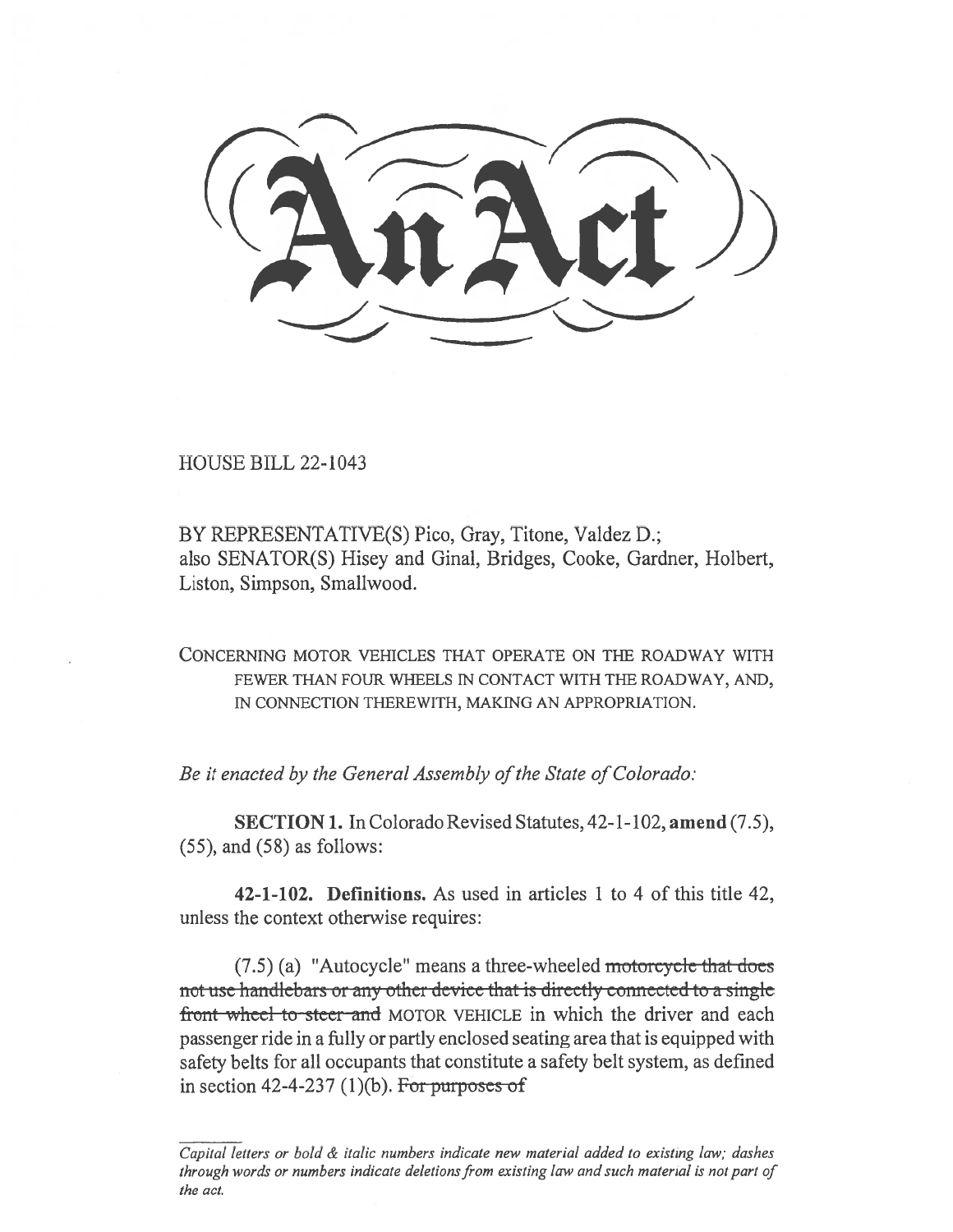# An Act

HOUSE BILL 22-1043

BY REPRESENTATIVE(S) Pico, Gray, Titone, Valdez D.; also SENATOR(S) Hisey and Ginal, Bridges, Cooke, Gardner, Holbert, Liston, Simpson, Smallwood.

CONCERNING MOTOR VEHICLES THAT OPERATE ON THE ROADWAY WITH FEWER THAN FOUR WHEELS IN CONTACT WITH THE ROADWAY, AND, IN CONNECTION THEREWITH, MAKING AN APPROPRIATION.

*Be it enacted by the General Assembly of the State of Colorado:*

**SECTION 1.** In Colorado Revised Statutes, 42-1-102, **amend** (7.5), (55), and (58) as follows:

**42-1-102. Definitions.** As used in articles 1 to 4 of this title 42, unless the context otherwise requires:

(7.5) (a) "Autocycle" means a three-wheeled ~~motorcycle that does not use handlebars or any other device that is directly connected to a single front wheel to steer and~~ MOTOR VEHICLE in which the driver and each passenger ride in a fully or partly enclosed seating area that is equipped with safety belts for all occupants that constitute a safety belt system, as defined in section 42-4-237 (1)(b). ~~For purposes of~~

*Capital letters or bold & italic numbers indicate new material added to existing law; dashes through words or numbers indicate deletions from existing law and such material is not part of the act.*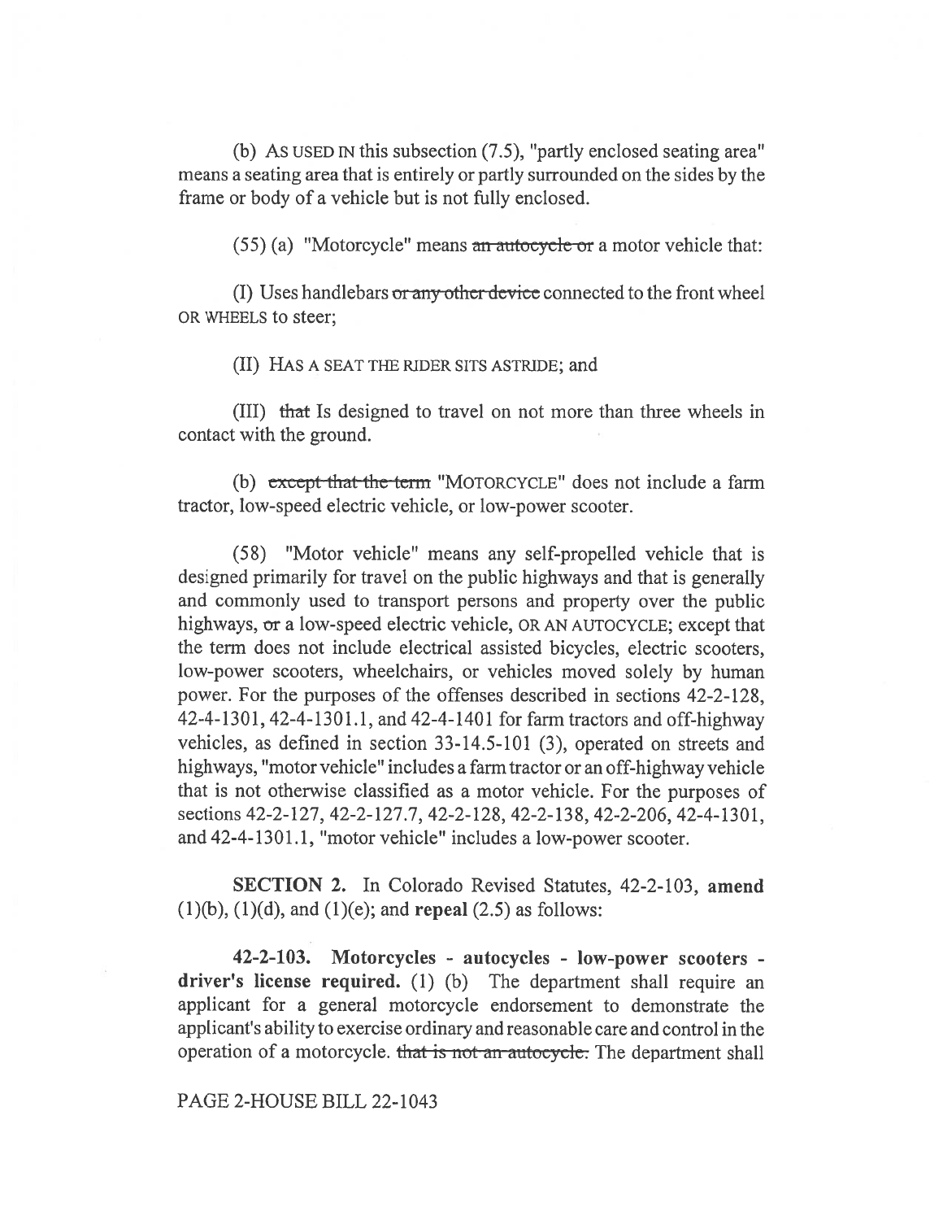(b) AS USED IN this subsection (7.5), "partly enclosed seating area" means a seating area that is entirely or partly surrounded on the sides by the frame or body of a vehicle but is not fully enclosed.

(55) (a) "Motorcycle" means ~~an autocycle or~~ a motor vehicle that:

(I) Uses handlebars ~~or any other device~~ connected to the front wheel OR WHEELS to steer;

(II) HAS A SEAT THE RIDER SITS ASTRIDE; and

(III) ~~that~~ Is designed to travel on not more than three wheels in contact with the ground.

(b) ~~except that the term~~ "MOTORCYCLE" does not include a farm tractor, low-speed electric vehicle, or low-power scooter.

(58) "Motor vehicle" means any self-propelled vehicle that is designed primarily for travel on the public highways and that is generally and commonly used to transport persons and property over the public highways, ~~or~~ a low-speed electric vehicle, OR AN AUTOCYCLE; except that the term does not include electrical assisted bicycles, electric scooters, low-power scooters, wheelchairs, or vehicles moved solely by human power. For the purposes of the offenses described in sections 42-2-128, 42-4-1301, 42-4-1301.1, and 42-4-1401 for farm tractors and off-highway vehicles, as defined in section 33-14.5-101 (3), operated on streets and highways, "motor vehicle" includes a farm tractor or an off-highway vehicle that is not otherwise classified as a motor vehicle. For the purposes of sections 42-2-127, 42-2-127.7, 42-2-128, 42-2-138, 42-2-206, 42-4-1301, and 42-4-1301.1, "motor vehicle" includes a low-power scooter.

**SECTION 2.** In Colorado Revised Statutes, 42-2-103, **amend** (1)(b), (1)(d), and (1)(e); and **repeal** (2.5) as follows:

**42-2-103. Motorcycles - autocycles - low-power scooters - driver's license required.** (1) (b) The department shall require an applicant for a general motorcycle endorsement to demonstrate the applicant's ability to exercise ordinary and reasonable care and control in the operation of a motorcycle. ~~that is not an autocycle.~~ The department shall

PAGE 2-HOUSE BILL 22-1043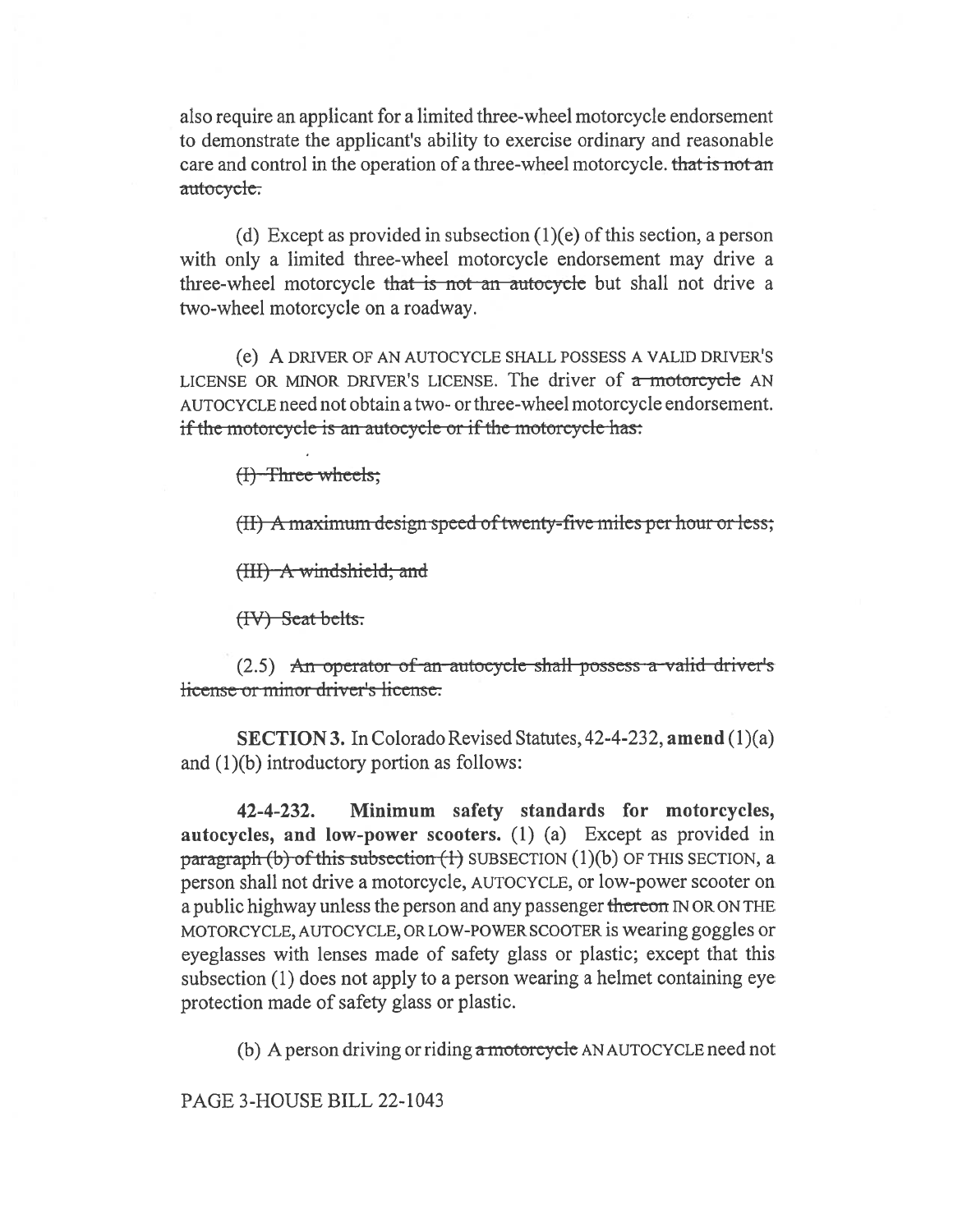also require an applicant for a limited three-wheel motorcycle endorsement to demonstrate the applicant's ability to exercise ordinary and reasonable care and control in the operation of a three-wheel motorcycle. ~~that is not an autocycle.~~

(d) Except as provided in subsection (1)(e) of this section, a person with only a limited three-wheel motorcycle endorsement may drive a three-wheel motorcycle ~~that is not an autocycle~~ but shall not drive a two-wheel motorcycle on a roadway.

(e) A DRIVER OF AN AUTOCYCLE SHALL POSSESS A VALID DRIVER'S LICENSE OR MINOR DRIVER'S LICENSE. The driver of ~~a motorcycle~~ AN AUTOCYCLE need not obtain a two- or three-wheel motorcycle endorsement. ~~if the motorcycle is an autocycle or if the motorcycle has:~~

~~(I) Three wheels;~~

~~(II) A maximum design speed of twenty-five miles per hour or less;~~

~~(III) A windshield; and~~

~~(IV) Seat belts.~~

(2.5) ~~An operator of an autocycle shall possess a valid driver's license or minor driver's license.~~

**SECTION 3.** In Colorado Revised Statutes, 42-4-232, **amend** (1)(a) and (1)(b) introductory portion as follows:

**42-4-232. Minimum safety standards for motorcycles, autocycles, and low-power scooters.** (1) (a) Except as provided in ~~paragraph (b) of this subsection (1)~~ SUBSECTION (1)(b) OF THIS SECTION, a person shall not drive a motorcycle, AUTOCYCLE, or low-power scooter on a public highway unless the person and any passenger ~~thereon~~ IN OR ON THE MOTORCYCLE, AUTOCYCLE, OR LOW-POWER SCOOTER is wearing goggles or eyeglasses with lenses made of safety glass or plastic; except that this subsection (1) does not apply to a person wearing a helmet containing eye protection made of safety glass or plastic.

(b) A person driving or riding ~~a motorcycle~~ AN AUTOCYCLE need not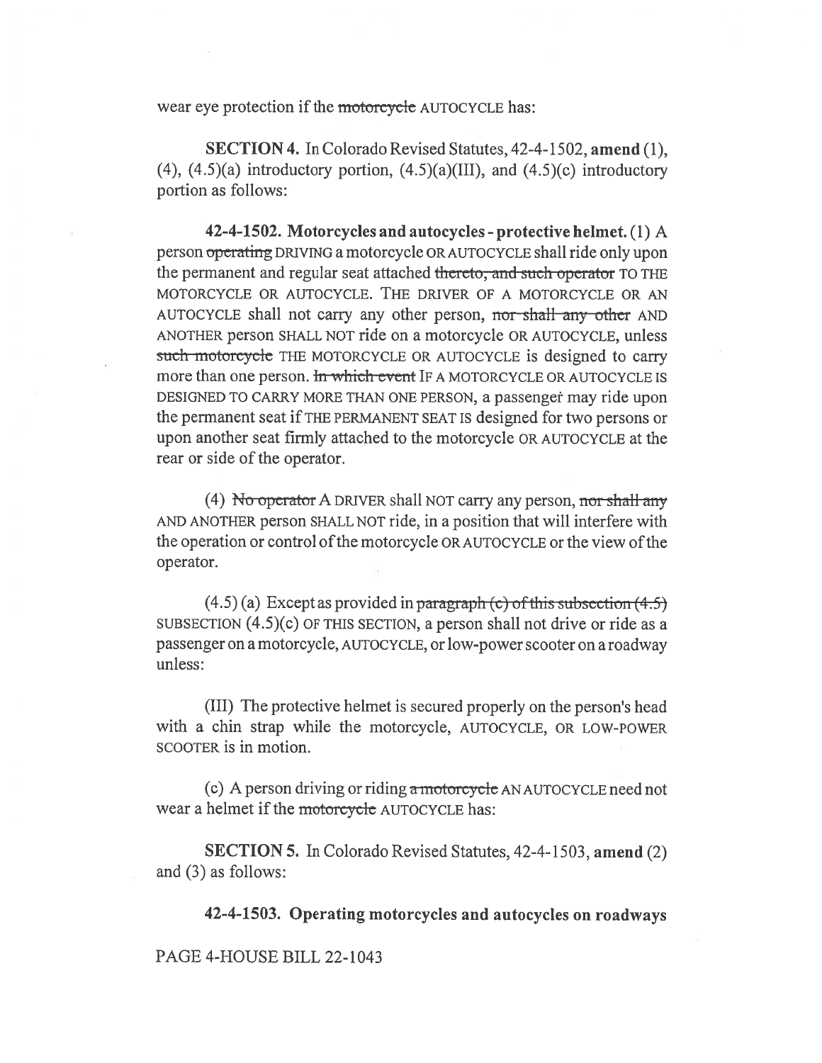wear eye protection if the ~~motorcycle~~ AUTOCYCLE has:

**SECTION 4.** In Colorado Revised Statutes, 42-4-1502, **amend** (1), (4), (4.5)(a) introductory portion, (4.5)(a)(III), and (4.5)(c) introductory portion as follows:

**42-4-1502. Motorcycles and autocycles - protective helmet.** (1) A person ~~operating~~ DRIVING a motorcycle OR AUTOCYCLE shall ride only upon the permanent and regular seat attached ~~thereto, and such operator~~ TO THE MOTORCYCLE OR AUTOCYCLE. THE DRIVER OF A MOTORCYCLE OR AN AUTOCYCLE shall not carry any other person, ~~nor shall any other~~ AND ANOTHER person SHALL NOT ride on a motorcycle OR AUTOCYCLE, unless ~~such motorcycle~~ THE MOTORCYCLE OR AUTOCYCLE is designed to carry more than one person. ~~In which event~~ IF A MOTORCYCLE OR AUTOCYCLE IS DESIGNED TO CARRY MORE THAN ONE PERSON, a passenger may ride upon the permanent seat if THE PERMANENT SEAT IS designed for two persons or upon another seat firmly attached to the motorcycle OR AUTOCYCLE at the rear or side of the operator.

(4) ~~No operator~~ A DRIVER shall NOT carry any person, ~~nor shall any~~ AND ANOTHER person SHALL NOT ride, in a position that will interfere with the operation or control of the motorcycle OR AUTOCYCLE or the view of the operator.

(4.5) (a) Except as provided in ~~paragraph (c) of this subsection (4.5)~~ SUBSECTION (4.5)(c) OF THIS SECTION, a person shall not drive or ride as a passenger on a motorcycle, AUTOCYCLE, or low-power scooter on a roadway unless:

(III) The protective helmet is secured properly on the person's head with a chin strap while the motorcycle, AUTOCYCLE, OR LOW-POWER SCOOTER is in motion.

(c) A person driving or riding ~~a motorcycle~~ AN AUTOCYCLE need not wear a helmet if the ~~motorcycle~~ AUTOCYCLE has:

**SECTION 5.** In Colorado Revised Statutes, 42-4-1503, **amend** (2) and (3) as follows:

**42-4-1503. Operating motorcycles and autocycles on roadways**

PAGE 4-HOUSE BILL 22-1043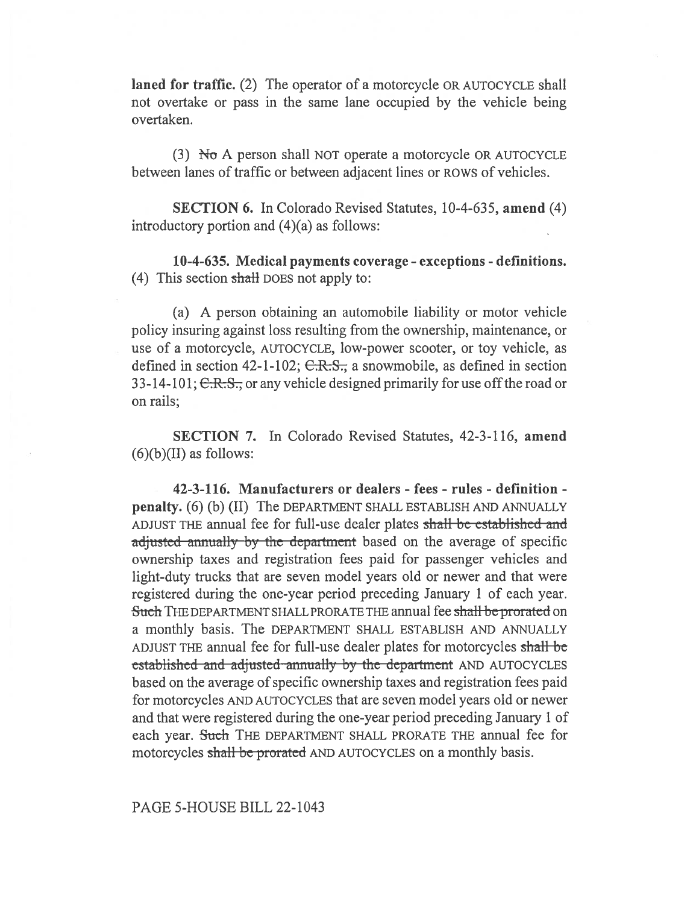**laned for traffic.** (2) The operator of a motorcycle OR AUTOCYCLE shall not overtake or pass in the same lane occupied by the vehicle being overtaken.

(3) ~~No~~ A person shall NOT operate a motorcycle OR AUTOCYCLE between lanes of traffic or between adjacent lines or ROWS of vehicles.

**SECTION 6.** In Colorado Revised Statutes, 10-4-635, **amend** (4) introductory portion and (4)(a) as follows:

**10-4-635. Medical payments coverage - exceptions - definitions.** (4) This section ~~shall~~ DOES not apply to:

(a) A person obtaining an automobile liability or motor vehicle policy insuring against loss resulting from the ownership, maintenance, or use of a motorcycle, AUTOCYCLE, low-power scooter, or toy vehicle, as defined in section 42-1-102; ~~C.R.S.,~~ a snowmobile, as defined in section 33-14-101; ~~C.R.S.,~~ or any vehicle designed primarily for use off the road or on rails;

**SECTION 7.** In Colorado Revised Statutes, 42-3-116, **amend** (6)(b)(II) as follows:

**42-3-116. Manufacturers or dealers - fees - rules - definition - penalty.** (6) (b) (II) The DEPARTMENT SHALL ESTABLISH AND ANNUALLY ADJUST THE annual fee for full-use dealer plates ~~shall be established and adjusted annually by the department~~ based on the average of specific ownership taxes and registration fees paid for passenger vehicles and light-duty trucks that are seven model years old or newer and that were registered during the one-year period preceding January 1 of each year. ~~Such~~ THE DEPARTMENT SHALL PRORATE THE annual fee ~~shall be prorated~~ on a monthly basis. The DEPARTMENT SHALL ESTABLISH AND ANNUALLY ADJUST THE annual fee for full-use dealer plates for motorcycles ~~shall be established and adjusted annually by the department~~ AND AUTOCYCLES based on the average of specific ownership taxes and registration fees paid for motorcycles AND AUTOCYCLES that are seven model years old or newer and that were registered during the one-year period preceding January 1 of each year. ~~Such~~ THE DEPARTMENT SHALL PRORATE THE annual fee for motorcycles ~~shall be prorated~~ AND AUTOCYCLES on a monthly basis.

PAGE 5-HOUSE BILL 22-1043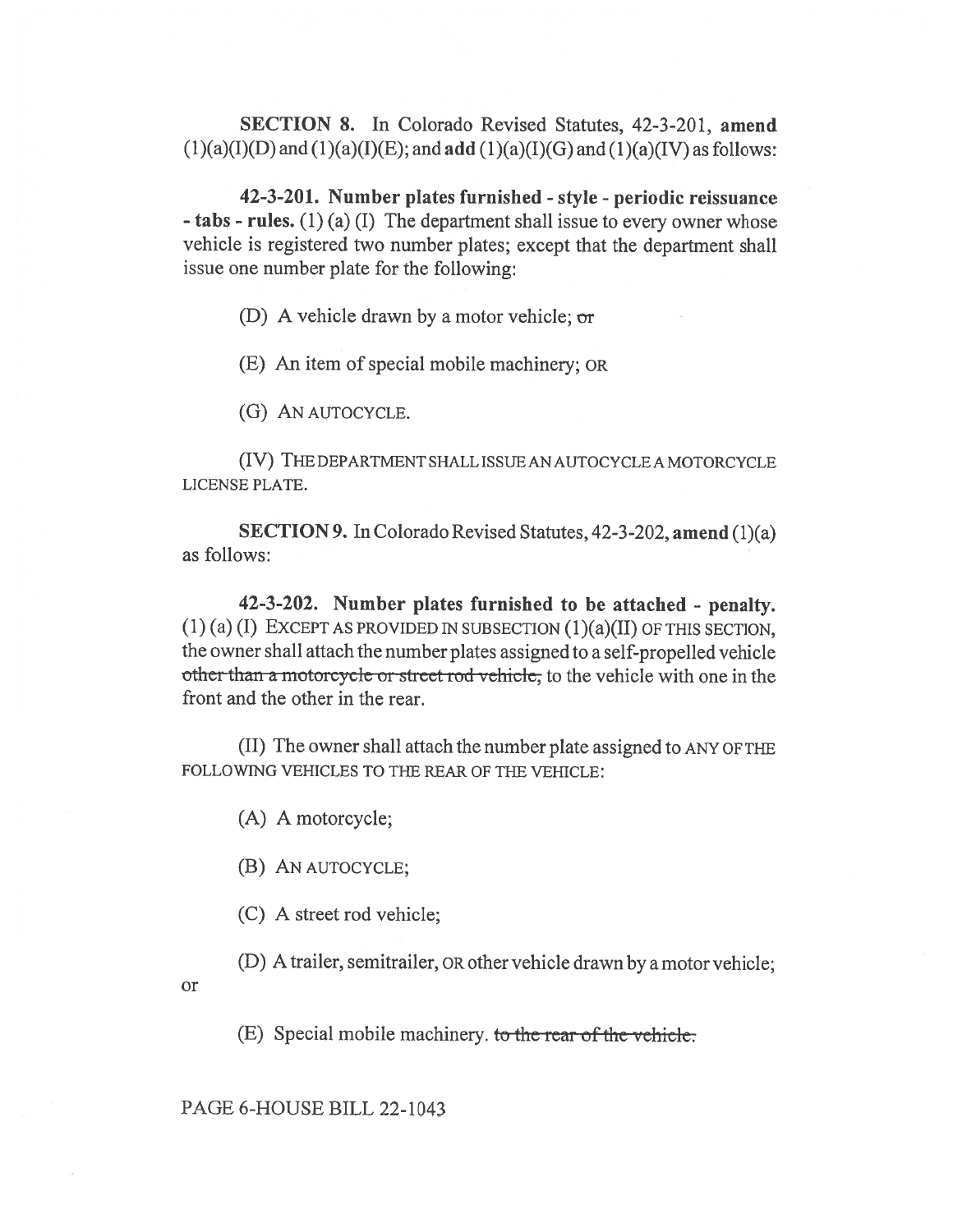**SECTION 8.** In Colorado Revised Statutes, 42-3-201, **amend** (1)(a)(I)(D) and (1)(a)(I)(E); and **add** (1)(a)(I)(G) and (1)(a)(IV) as follows:

**42-3-201. Number plates furnished - style - periodic reissuance - tabs - rules.** (1) (a) (I) The department shall issue to every owner whose vehicle is registered two number plates; except that the department shall issue one number plate for the following:

(D) A vehicle drawn by a motor vehicle; ~~or~~

(E) An item of special mobile machinery; OR

(G) AN AUTOCYCLE.

(IV) THE DEPARTMENT SHALL ISSUE AN AUTOCYCLE A MOTORCYCLE LICENSE PLATE.

**SECTION 9.** In Colorado Revised Statutes, 42-3-202, **amend** (1)(a) as follows:

**42-3-202. Number plates furnished to be attached - penalty.** (1) (a) (I) EXCEPT AS PROVIDED IN SUBSECTION (1)(a)(II) OF THIS SECTION, the owner shall attach the number plates assigned to a self-propelled vehicle ~~other than a motorcycle or street rod vehicle,~~ to the vehicle with one in the front and the other in the rear.

(II) The owner shall attach the number plate assigned to ANY OF THE FOLLOWING VEHICLES TO THE REAR OF THE VEHICLE:

(A) A motorcycle;

(B) AN AUTOCYCLE;

(C) A street rod vehicle;

(D) A trailer, semitrailer, OR other vehicle drawn by a motor vehicle; or

(E) Special mobile machinery. ~~to the rear of the vehicle.~~

PAGE 6-HOUSE BILL 22-1043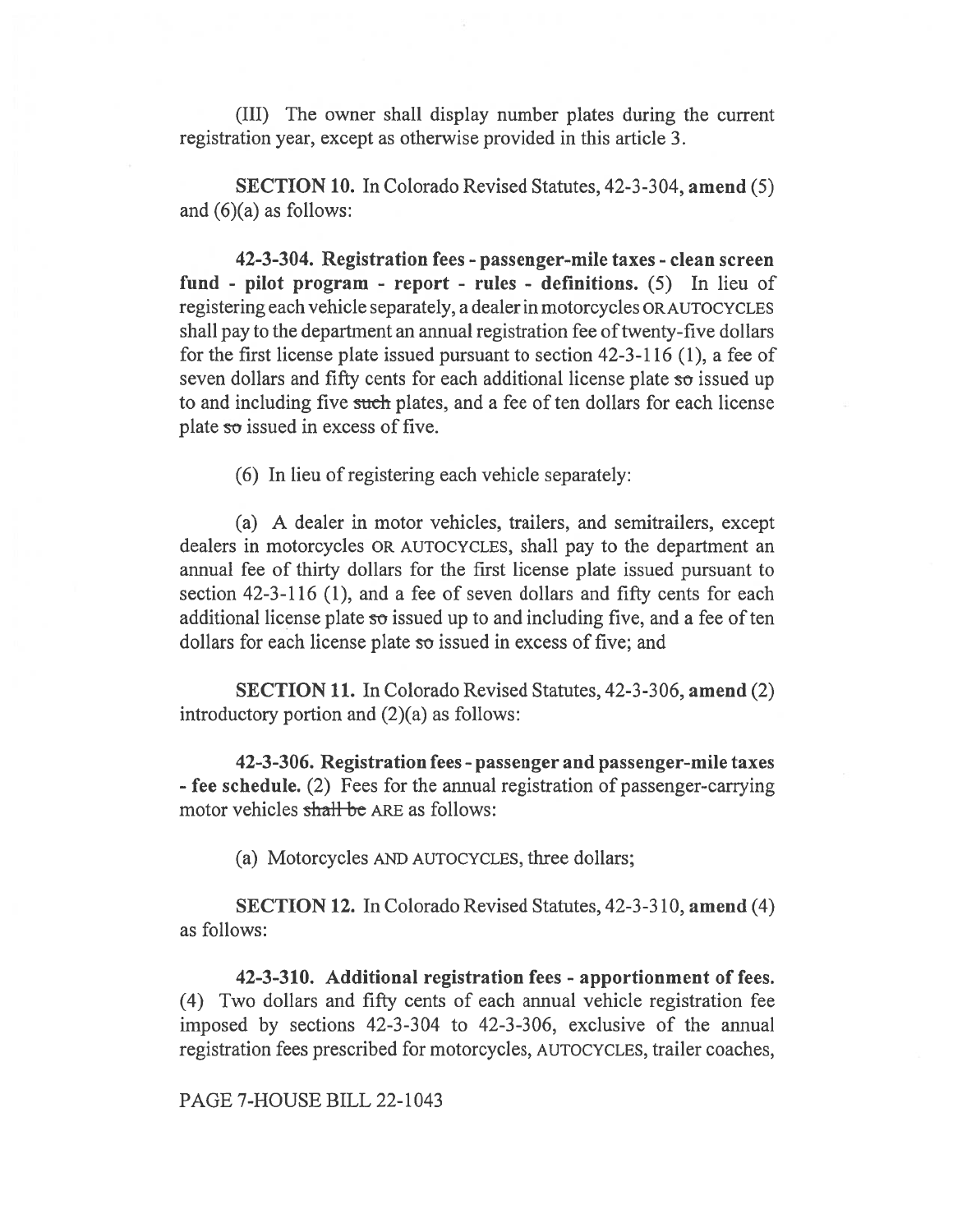(III) The owner shall display number plates during the current registration year, except as otherwise provided in this article 3.

**SECTION 10.** In Colorado Revised Statutes, 42-3-304, **amend** (5) and (6)(a) as follows:

**42-3-304. Registration fees - passenger-mile taxes - clean screen fund - pilot program - report - rules - definitions.** (5) In lieu of registering each vehicle separately, a dealer in motorcycles OR AUTOCYCLES shall pay to the department an annual registration fee of twenty-five dollars for the first license plate issued pursuant to section 42-3-116 (1), a fee of seven dollars and fifty cents for each additional license plate ~~so~~ issued up to and including five ~~such~~ plates, and a fee of ten dollars for each license plate ~~so~~ issued in excess of five.

(6) In lieu of registering each vehicle separately:

(a) A dealer in motor vehicles, trailers, and semitrailers, except dealers in motorcycles OR AUTOCYCLES, shall pay to the department an annual fee of thirty dollars for the first license plate issued pursuant to section 42-3-116 (1), and a fee of seven dollars and fifty cents for each additional license plate ~~so~~ issued up to and including five, and a fee of ten dollars for each license plate ~~so~~ issued in excess of five; and

**SECTION 11.** In Colorado Revised Statutes, 42-3-306, **amend** (2) introductory portion and (2)(a) as follows:

**42-3-306. Registration fees - passenger and passenger-mile taxes - fee schedule.** (2) Fees for the annual registration of passenger-carrying motor vehicles ~~shall be~~ ARE as follows:

(a) Motorcycles AND AUTOCYCLES, three dollars;

**SECTION 12.** In Colorado Revised Statutes, 42-3-310, **amend** (4) as follows:

**42-3-310. Additional registration fees - apportionment of fees.** (4) Two dollars and fifty cents of each annual vehicle registration fee imposed by sections 42-3-304 to 42-3-306, exclusive of the annual registration fees prescribed for motorcycles, AUTOCYCLES, trailer coaches,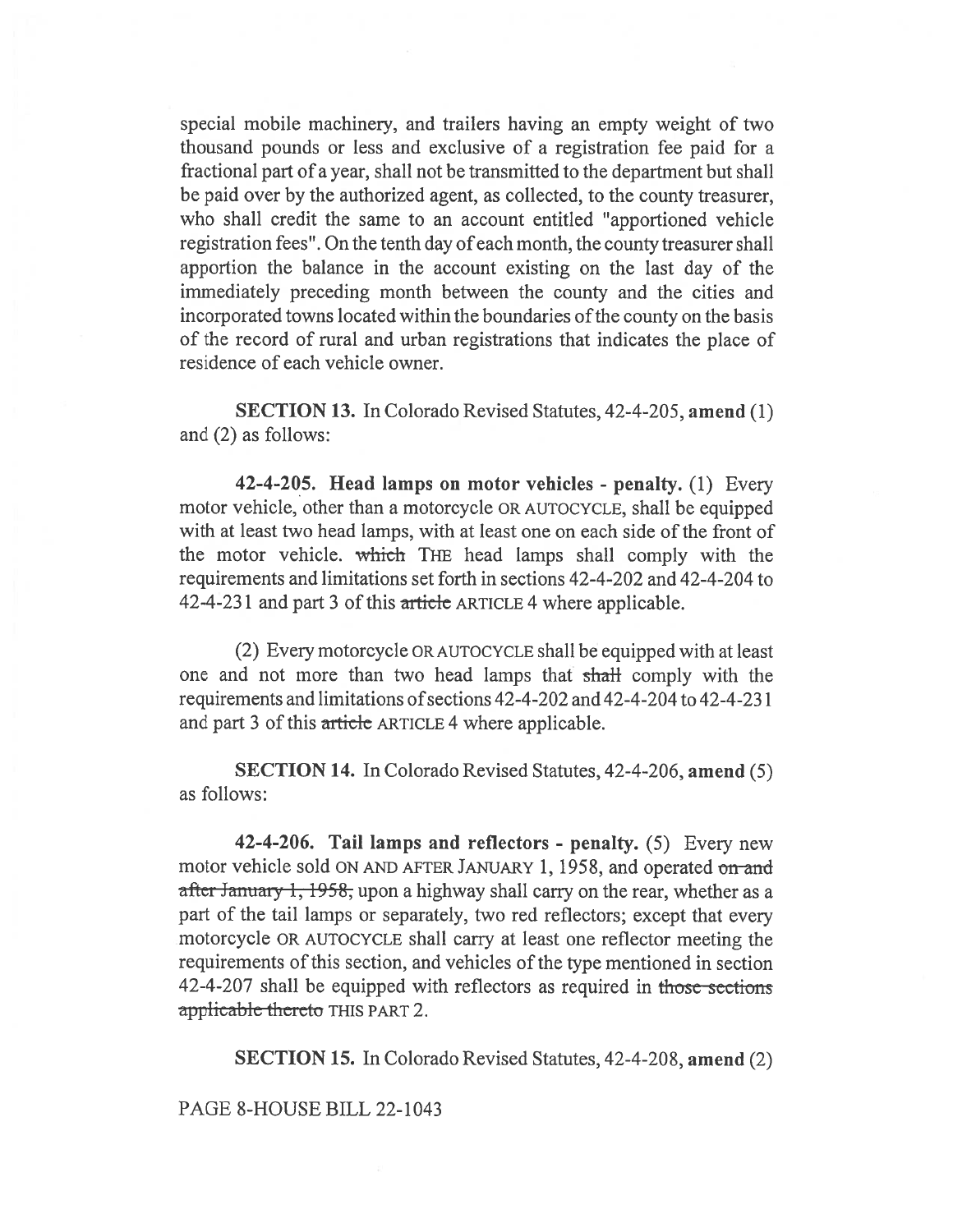special mobile machinery, and trailers having an empty weight of two thousand pounds or less and exclusive of a registration fee paid for a fractional part of a year, shall not be transmitted to the department but shall be paid over by the authorized agent, as collected, to the county treasurer, who shall credit the same to an account entitled "apportioned vehicle registration fees". On the tenth day of each month, the county treasurer shall apportion the balance in the account existing on the last day of the immediately preceding month between the county and the cities and incorporated towns located within the boundaries of the county on the basis of the record of rural and urban registrations that indicates the place of residence of each vehicle owner.

**SECTION 13.** In Colorado Revised Statutes, 42-4-205, **amend** (1) and (2) as follows:

**42-4-205. Head lamps on motor vehicles - penalty.** (1) Every motor vehicle, other than a motorcycle OR AUTOCYCLE, shall be equipped with at least two head lamps, with at least one on each side of the front of the motor vehicle. ~~which~~ THE head lamps shall comply with the requirements and limitations set forth in sections 42-4-202 and 42-4-204 to 42-4-231 and part 3 of this ~~article~~ ARTICLE 4 where applicable.

(2) Every motorcycle OR AUTOCYCLE shall be equipped with at least one and not more than two head lamps that ~~shall~~ comply with the requirements and limitations of sections 42-4-202 and 42-4-204 to 42-4-231 and part 3 of this ~~article~~ ARTICLE 4 where applicable.

**SECTION 14.** In Colorado Revised Statutes, 42-4-206, **amend** (5) as follows:

**42-4-206. Tail lamps and reflectors - penalty.** (5) Every new motor vehicle sold ON AND AFTER JANUARY 1, 1958, and operated ~~on and after January 1, 1958,~~ upon a highway shall carry on the rear, whether as a part of the tail lamps or separately, two red reflectors; except that every motorcycle OR AUTOCYCLE shall carry at least one reflector meeting the requirements of this section, and vehicles of the type mentioned in section 42-4-207 shall be equipped with reflectors as required in ~~those sections applicable thereto~~ THIS PART 2.

**SECTION 15.** In Colorado Revised Statutes, 42-4-208, **amend** (2)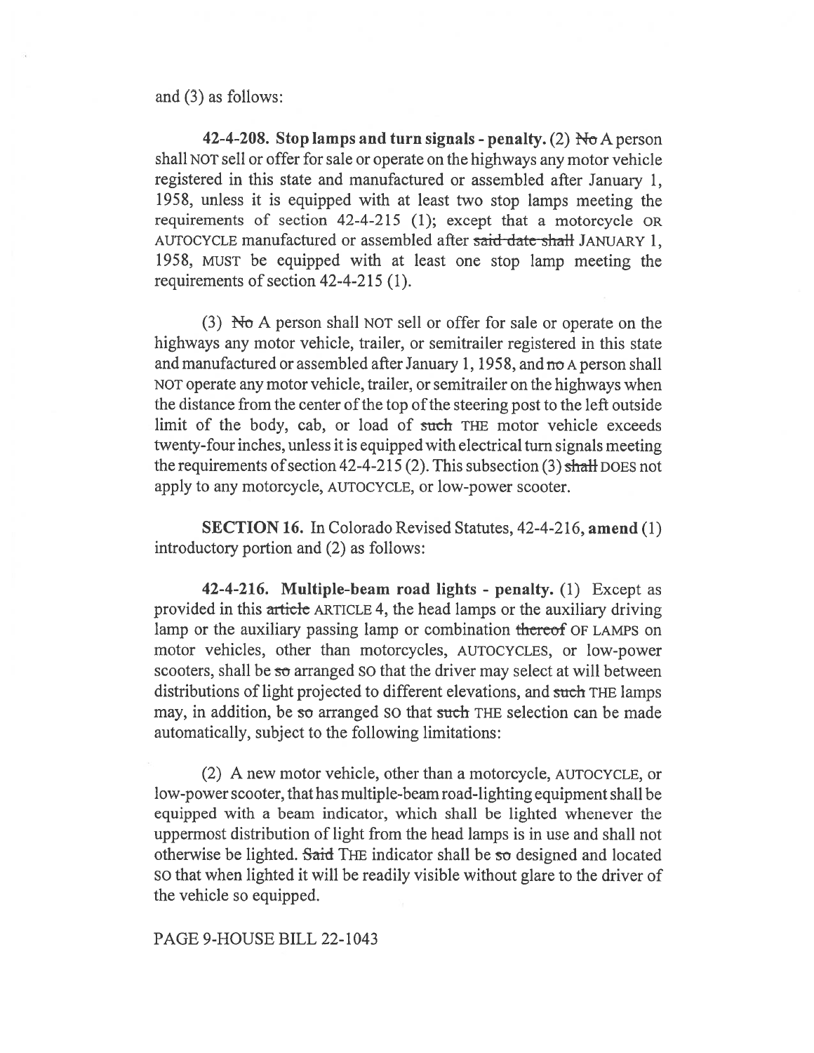and (3) as follows:

**42-4-208. Stop lamps and turn signals - penalty.** (2) ~~No~~ A person shall NOT sell or offer for sale or operate on the highways any motor vehicle registered in this state and manufactured or assembled after January 1, 1958, unless it is equipped with at least two stop lamps meeting the requirements of section 42-4-215 (1); except that a motorcycle OR AUTOCYCLE manufactured or assembled after ~~said date shall~~ JANUARY 1, 1958, MUST be equipped with at least one stop lamp meeting the requirements of section 42-4-215 (1).

(3) ~~No~~ A person shall NOT sell or offer for sale or operate on the highways any motor vehicle, trailer, or semitrailer registered in this state and manufactured or assembled after January 1, 1958, and ~~no~~ A person shall NOT operate any motor vehicle, trailer, or semitrailer on the highways when the distance from the center of the top of the steering post to the left outside limit of the body, cab, or load of ~~such~~ THE motor vehicle exceeds twenty-four inches, unless it is equipped with electrical turn signals meeting the requirements of section 42-4-215 (2). This subsection (3) ~~shall~~ DOES not apply to any motorcycle, AUTOCYCLE, or low-power scooter.

**SECTION 16.** In Colorado Revised Statutes, 42-4-216, **amend** (1) introductory portion and (2) as follows:

**42-4-216. Multiple-beam road lights - penalty.** (1) Except as provided in this ~~article~~ ARTICLE 4, the head lamps or the auxiliary driving lamp or the auxiliary passing lamp or combination ~~thereof~~ OF LAMPS on motor vehicles, other than motorcycles, AUTOCYCLES, or low-power scooters, shall be ~~so~~ arranged SO that the driver may select at will between distributions of light projected to different elevations, and ~~such~~ THE lamps may, in addition, be ~~so~~ arranged SO that ~~such~~ THE selection can be made automatically, subject to the following limitations:

(2) A new motor vehicle, other than a motorcycle, AUTOCYCLE, or low-power scooter, that has multiple-beam road-lighting equipment shall be equipped with a beam indicator, which shall be lighted whenever the uppermost distribution of light from the head lamps is in use and shall not otherwise be lighted. ~~Said~~ THE indicator shall be ~~so~~ designed and located SO that when lighted it will be readily visible without glare to the driver of the vehicle so equipped.

PAGE 9-HOUSE BILL 22-1043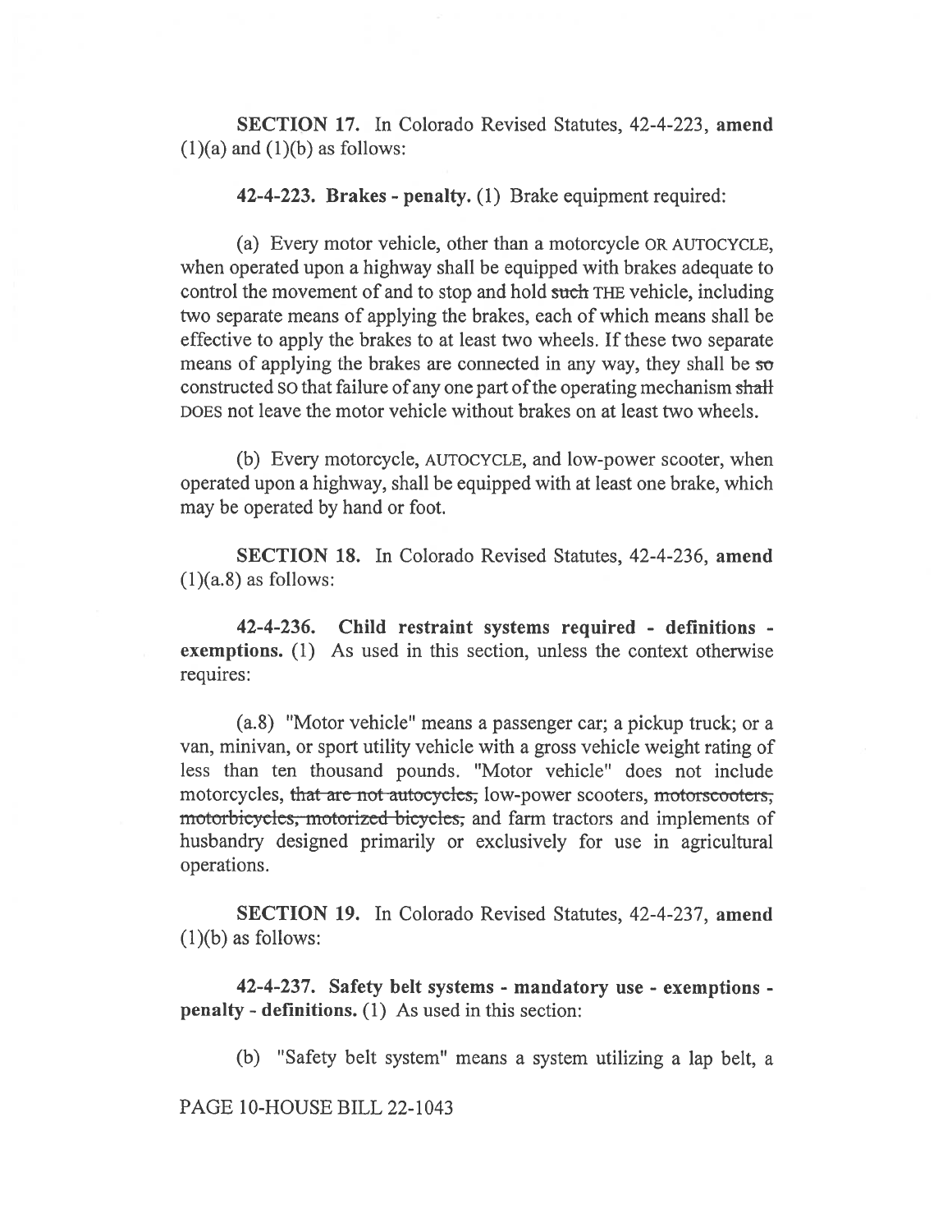**SECTION 17.** In Colorado Revised Statutes, 42-4-223, **amend** (1)(a) and (1)(b) as follows:

**42-4-223. Brakes - penalty.** (1) Brake equipment required:

(a) Every motor vehicle, other than a motorcycle OR AUTOCYCLE, when operated upon a highway shall be equipped with brakes adequate to control the movement of and to stop and hold ~~such~~ THE vehicle, including two separate means of applying the brakes, each of which means shall be effective to apply the brakes to at least two wheels. If these two separate means of applying the brakes are connected in any way, they shall be ~~so~~ constructed SO that failure of any one part of the operating mechanism ~~shall~~ DOES not leave the motor vehicle without brakes on at least two wheels.

(b) Every motorcycle, AUTOCYCLE, and low-power scooter, when operated upon a highway, shall be equipped with at least one brake, which may be operated by hand or foot.

**SECTION 18.** In Colorado Revised Statutes, 42-4-236, **amend** (1)(a.8) as follows:

**42-4-236. Child restraint systems required - definitions - exemptions.** (1) As used in this section, unless the context otherwise requires:

(a.8) "Motor vehicle" means a passenger car; a pickup truck; or a van, minivan, or sport utility vehicle with a gross vehicle weight rating of less than ten thousand pounds. "Motor vehicle" does not include motorcycles, ~~that are not autocycles,~~ low-power scooters, ~~motorscooters, motorbicycles, motorized bicycles,~~ and farm tractors and implements of husbandry designed primarily or exclusively for use in agricultural operations.

**SECTION 19.** In Colorado Revised Statutes, 42-4-237, **amend** (1)(b) as follows:

**42-4-237. Safety belt systems - mandatory use - exemptions - penalty - definitions.** (1) As used in this section:

(b) "Safety belt system" means a system utilizing a lap belt, a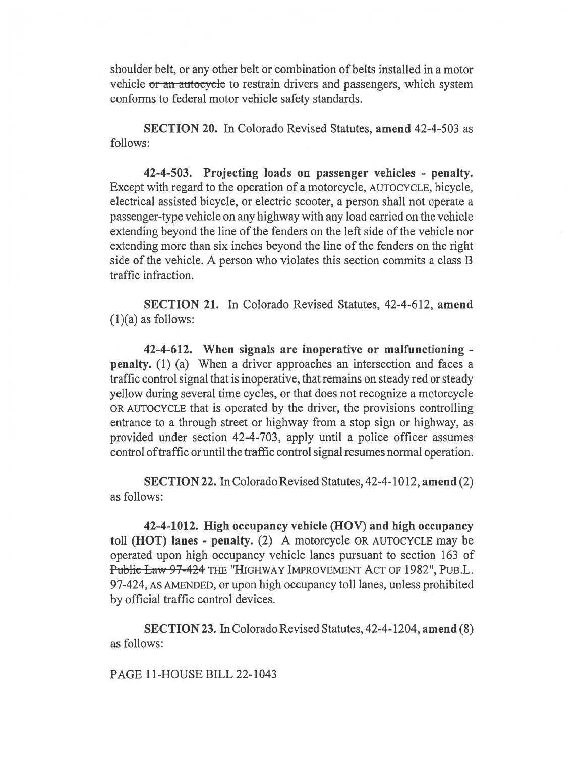shoulder belt, or any other belt or combination of belts installed in a motor vehicle ~~or an autocycle~~ to restrain drivers and passengers, which system conforms to federal motor vehicle safety standards.

**SECTION 20.** In Colorado Revised Statutes, **amend** 42-4-503 as follows:

**42-4-503. Projecting loads on passenger vehicles - penalty.** Except with regard to the operation of a motorcycle, AUTOCYCLE, bicycle, electrical assisted bicycle, or electric scooter, a person shall not operate a passenger-type vehicle on any highway with any load carried on the vehicle extending beyond the line of the fenders on the left side of the vehicle nor extending more than six inches beyond the line of the fenders on the right side of the vehicle. A person who violates this section commits a class B traffic infraction.

**SECTION 21.** In Colorado Revised Statutes, 42-4-612, **amend** (1)(a) as follows:

**42-4-612. When signals are inoperative or malfunctioning - penalty.** (1) (a) When a driver approaches an intersection and faces a traffic control signal that is inoperative, that remains on steady red or steady yellow during several time cycles, or that does not recognize a motorcycle OR AUTOCYCLE that is operated by the driver, the provisions controlling entrance to a through street or highway from a stop sign or highway, as provided under section 42-4-703, apply until a police officer assumes control of traffic or until the traffic control signal resumes normal operation.

**SECTION 22.** In Colorado Revised Statutes, 42-4-1012, **amend** (2) as follows:

**42-4-1012. High occupancy vehicle (HOV) and high occupancy toll (HOT) lanes - penalty.** (2) A motorcycle OR AUTOCYCLE may be operated upon high occupancy vehicle lanes pursuant to section 163 of ~~Public Law 97-424~~ THE "HIGHWAY IMPROVEMENT ACT OF 1982", PUB.L. 97-424, AS AMENDED, or upon high occupancy toll lanes, unless prohibited by official traffic control devices.

**SECTION 23.** In Colorado Revised Statutes, 42-4-1204, **amend** (8) as follows:

PAGE 11-HOUSE BILL 22-1043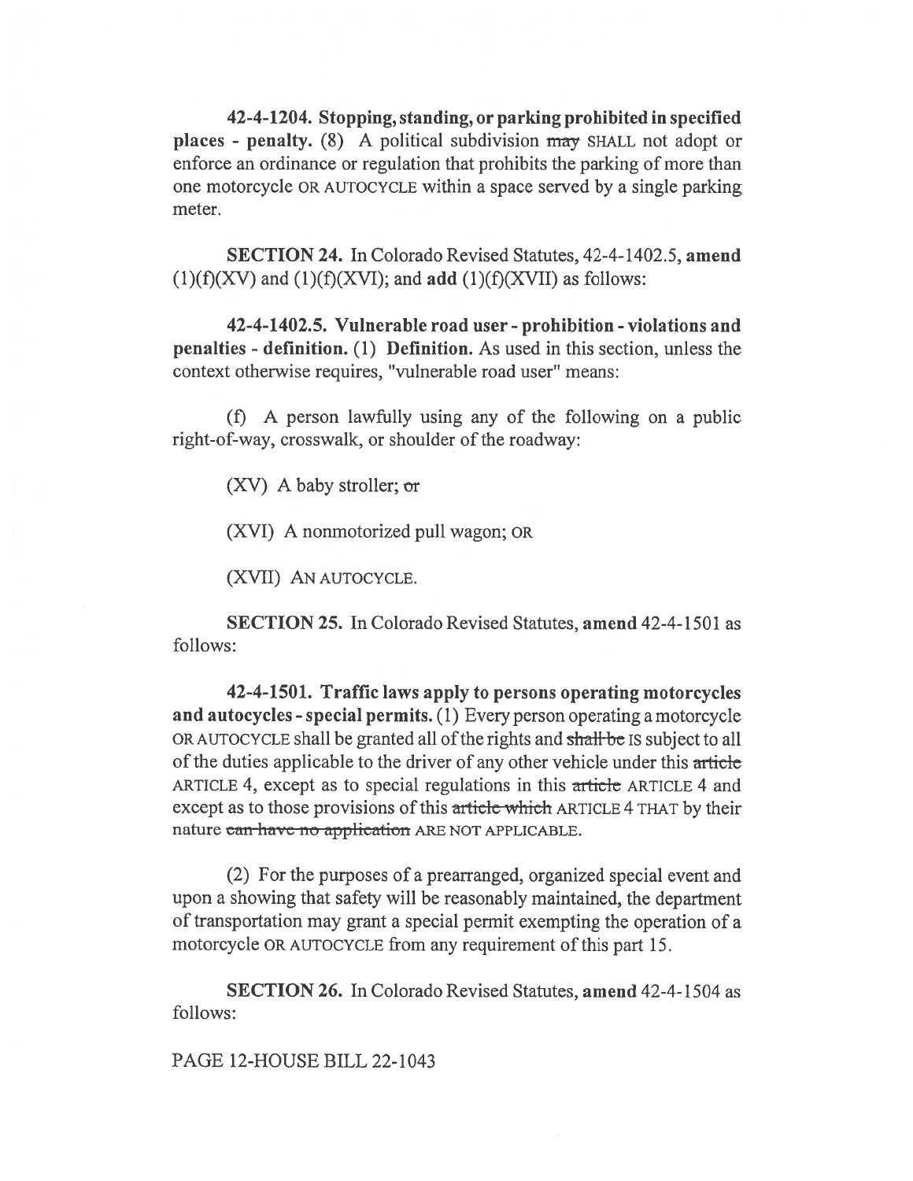**42-4-1204. Stopping, standing, or parking prohibited in specified places - penalty.** (8) A political subdivision ~~may~~ SHALL not adopt or enforce an ordinance or regulation that prohibits the parking of more than one motorcycle OR AUTOCYCLE within a space served by a single parking meter.

**SECTION 24.** In Colorado Revised Statutes, 42-4-1402.5, **amend** (1)(f)(XV) and (1)(f)(XVI); and **add** (1)(f)(XVII) as follows:

**42-4-1402.5. Vulnerable road user - prohibition - violations and penalties - definition.** (1) **Definition.** As used in this section, unless the context otherwise requires, "vulnerable road user" means:

(f) A person lawfully using any of the following on a public right-of-way, crosswalk, or shoulder of the roadway:

(XV) A baby stroller; ~~or~~

(XVI) A nonmotorized pull wagon; OR

(XVII) AN AUTOCYCLE.

**SECTION 25.** In Colorado Revised Statutes, **amend** 42-4-1501 as follows:

**42-4-1501. Traffic laws apply to persons operating motorcycles and autocycles - special permits.** (1) Every person operating a motorcycle OR AUTOCYCLE shall be granted all of the rights and ~~shall be~~ IS subject to all of the duties applicable to the driver of any other vehicle under this ~~article~~ ARTICLE 4, except as to special regulations in this ~~article~~ ARTICLE 4 and except as to those provisions of this ~~article which~~ ARTICLE 4 THAT by their nature ~~can have no application~~ ARE NOT APPLICABLE.

(2) For the purposes of a prearranged, organized special event and upon a showing that safety will be reasonably maintained, the department of transportation may grant a special permit exempting the operation of a motorcycle OR AUTOCYCLE from any requirement of this part 15.

**SECTION 26.** In Colorado Revised Statutes, **amend** 42-4-1504 as follows:

PAGE 12-HOUSE BILL 22-1043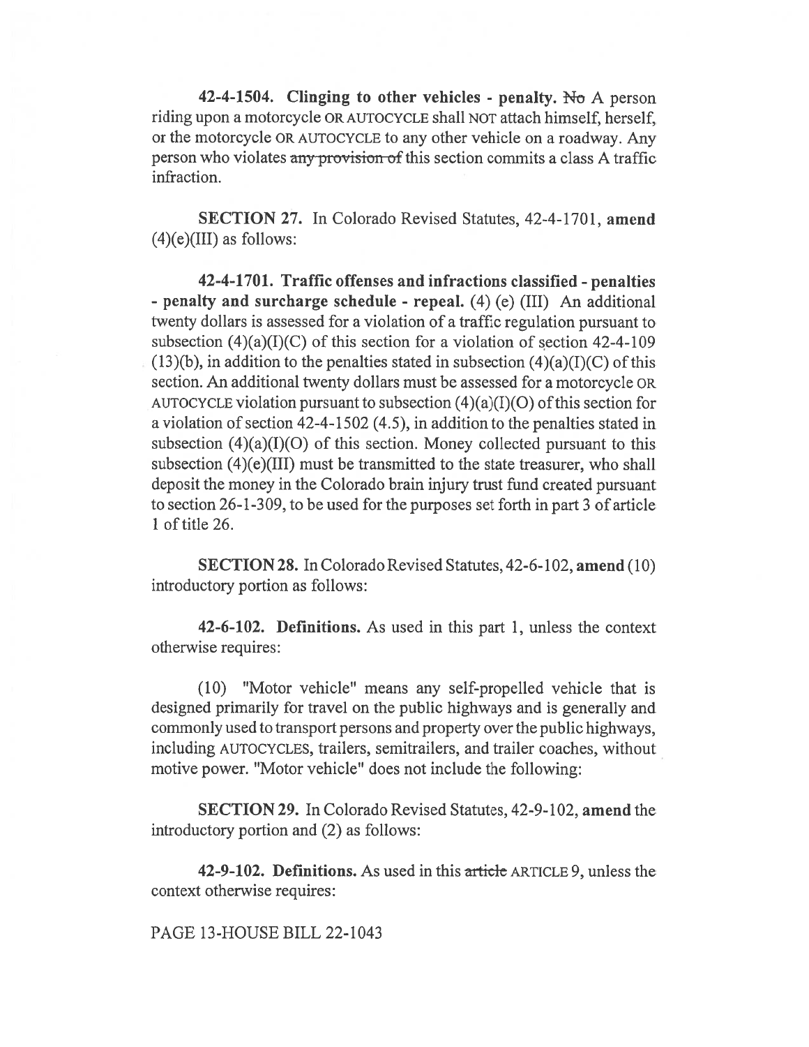**42-4-1504. Clinging to other vehicles - penalty.** ~~No~~ A person riding upon a motorcycle OR AUTOCYCLE shall NOT attach himself, herself, or the motorcycle OR AUTOCYCLE to any other vehicle on a roadway. Any person who violates ~~any provision of~~ this section commits a class A traffic infraction.

**SECTION 27.** In Colorado Revised Statutes, 42-4-1701, **amend** (4)(e)(III) as follows:

**42-4-1701. Traffic offenses and infractions classified - penalties - penalty and surcharge schedule - repeal.** (4) (e) (III) An additional twenty dollars is assessed for a violation of a traffic regulation pursuant to subsection (4)(a)(I)(C) of this section for a violation of section 42-4-109 (13)(b), in addition to the penalties stated in subsection (4)(a)(I)(C) of this section. An additional twenty dollars must be assessed for a motorcycle OR AUTOCYCLE violation pursuant to subsection (4)(a)(I)(O) of this section for a violation of section 42-4-1502 (4.5), in addition to the penalties stated in subsection (4)(a)(I)(O) of this section. Money collected pursuant to this subsection (4)(e)(III) must be transmitted to the state treasurer, who shall deposit the money in the Colorado brain injury trust fund created pursuant to section 26-1-309, to be used for the purposes set forth in part 3 of article 1 of title 26.

**SECTION 28.** In Colorado Revised Statutes, 42-6-102, **amend** (10) introductory portion as follows:

**42-6-102. Definitions.** As used in this part 1, unless the context otherwise requires:

(10) "Motor vehicle" means any self-propelled vehicle that is designed primarily for travel on the public highways and is generally and commonly used to transport persons and property over the public highways, including AUTOCYCLES, trailers, semitrailers, and trailer coaches, without motive power. "Motor vehicle" does not include the following:

**SECTION 29.** In Colorado Revised Statutes, 42-9-102, **amend** the introductory portion and (2) as follows:

**42-9-102. Definitions.** As used in this ~~article~~ ARTICLE 9, unless the context otherwise requires:

PAGE 13-HOUSE BILL 22-1043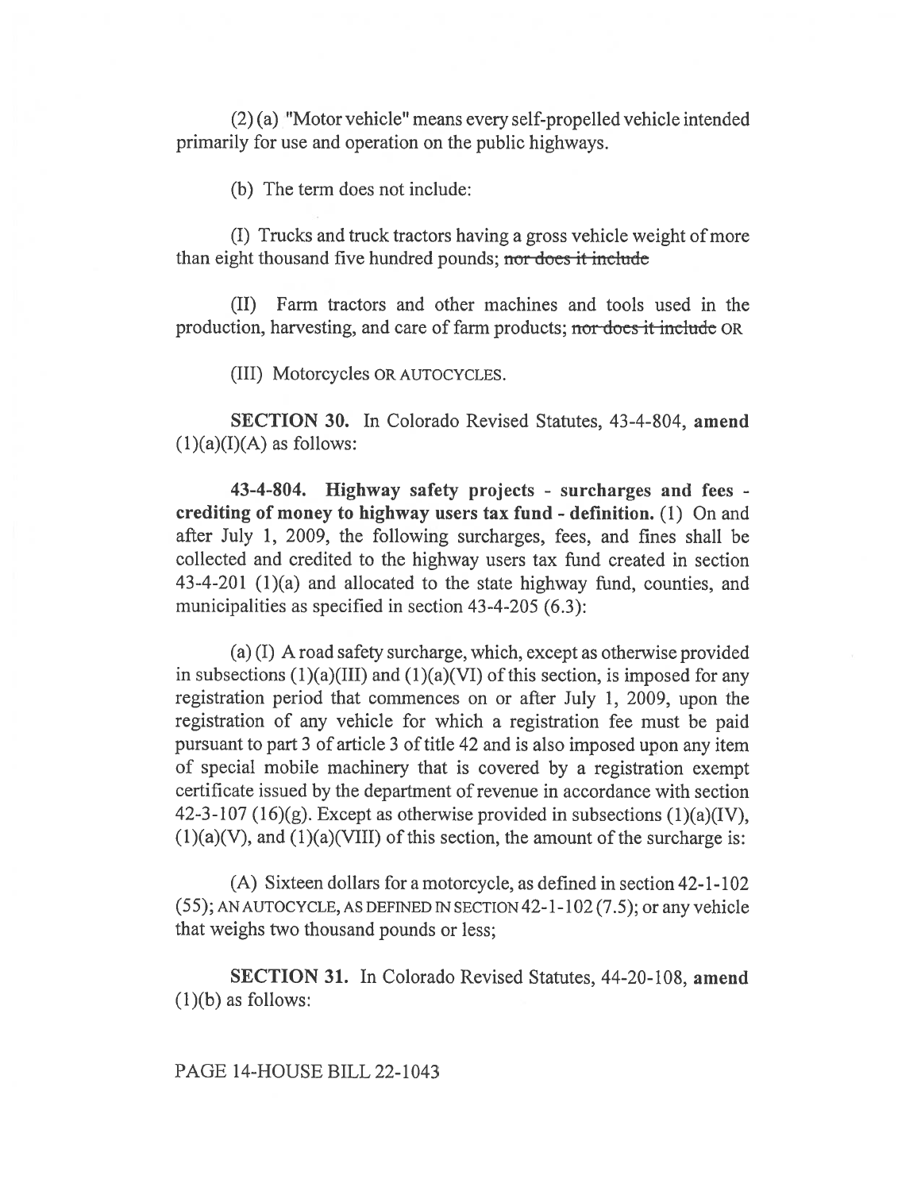(2) (a) "Motor vehicle" means every self-propelled vehicle intended primarily for use and operation on the public highways.

(b) The term does not include:

(I) Trucks and truck tractors having a gross vehicle weight of more than eight thousand five hundred pounds; ~~nor does it include~~

(II) Farm tractors and other machines and tools used in the production, harvesting, and care of farm products; ~~nor does it include~~ OR

(III) Motorcycles OR AUTOCYCLES.

**SECTION 30.** In Colorado Revised Statutes, 43-4-804, **amend** (1)(a)(I)(A) as follows:

**43-4-804. Highway safety projects - surcharges and fees - crediting of money to highway users tax fund - definition.** (1) On and after July 1, 2009, the following surcharges, fees, and fines shall be collected and credited to the highway users tax fund created in section 43-4-201 (1)(a) and allocated to the state highway fund, counties, and municipalities as specified in section 43-4-205 (6.3):

(a) (I) A road safety surcharge, which, except as otherwise provided in subsections (1)(a)(III) and (1)(a)(VI) of this section, is imposed for any registration period that commences on or after July 1, 2009, upon the registration of any vehicle for which a registration fee must be paid pursuant to part 3 of article 3 of title 42 and is also imposed upon any item of special mobile machinery that is covered by a registration exempt certificate issued by the department of revenue in accordance with section 42-3-107 (16)(g). Except as otherwise provided in subsections (1)(a)(IV), (1)(a)(V), and (1)(a)(VIII) of this section, the amount of the surcharge is:

(A) Sixteen dollars for a motorcycle, as defined in section 42-1-102 (55); AN AUTOCYCLE, AS DEFINED IN SECTION 42-1-102 (7.5); or any vehicle that weighs two thousand pounds or less;

**SECTION 31.** In Colorado Revised Statutes, 44-20-108, **amend** (1)(b) as follows: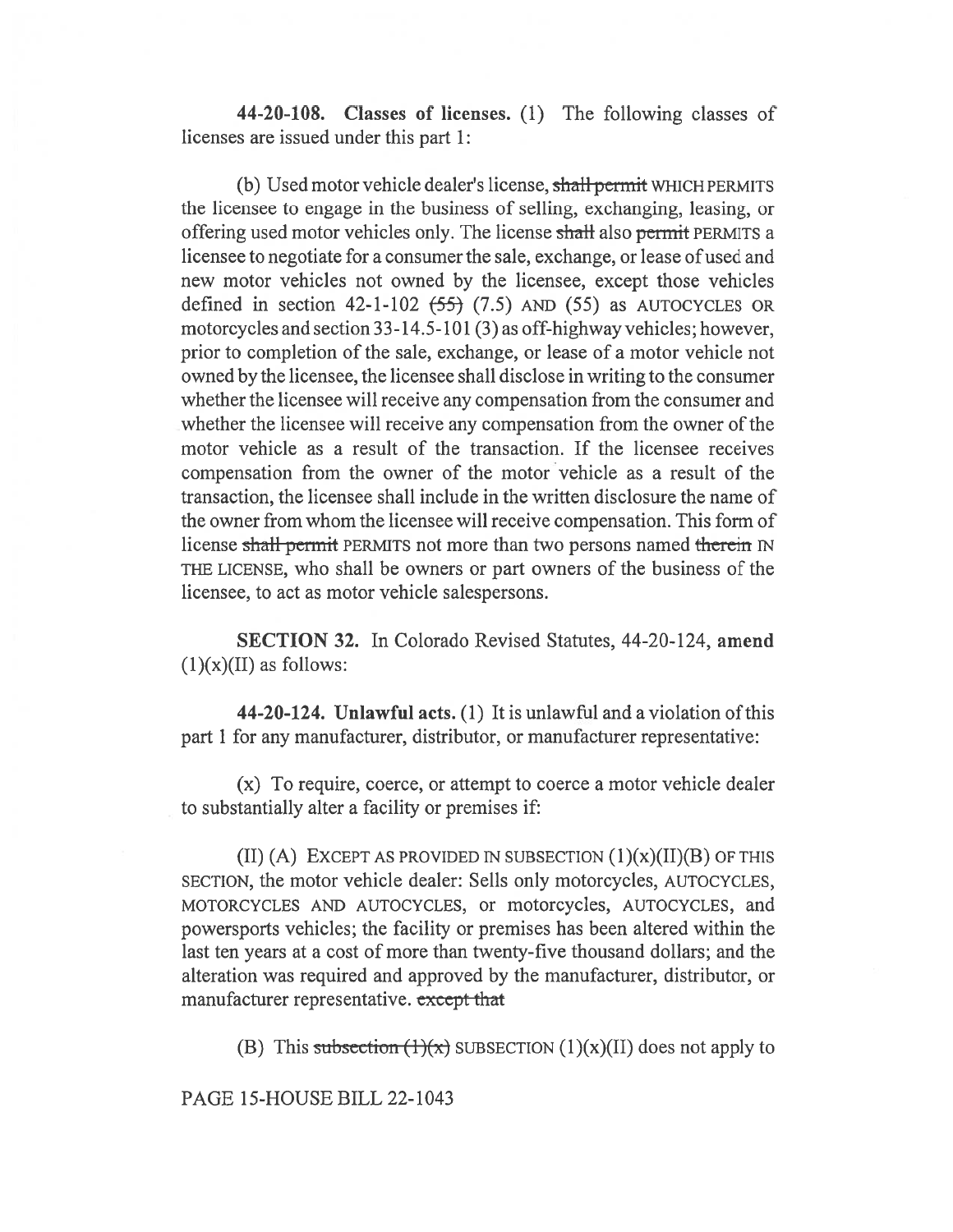**44-20-108. Classes of licenses.** (1) The following classes of licenses are issued under this part 1:

(b) Used motor vehicle dealer's license, ~~shall permit~~ WHICH PERMITS the licensee to engage in the business of selling, exchanging, leasing, or offering used motor vehicles only. The license ~~shall~~ also ~~permit~~ PERMITS a licensee to negotiate for a consumer the sale, exchange, or lease of used and new motor vehicles not owned by the licensee, except those vehicles defined in section 42-1-102 ~~(55)~~ (7.5) AND (55) as AUTOCYCLES OR motorcycles and section 33-14.5-101 (3) as off-highway vehicles; however, prior to completion of the sale, exchange, or lease of a motor vehicle not owned by the licensee, the licensee shall disclose in writing to the consumer whether the licensee will receive any compensation from the consumer and whether the licensee will receive any compensation from the owner of the motor vehicle as a result of the transaction. If the licensee receives compensation from the owner of the motor vehicle as a result of the transaction, the licensee shall include in the written disclosure the name of the owner from whom the licensee will receive compensation. This form of license ~~shall permit~~ PERMITS not more than two persons named ~~therein~~ IN THE LICENSE, who shall be owners or part owners of the business of the licensee, to act as motor vehicle salespersons.

**SECTION 32.** In Colorado Revised Statutes, 44-20-124, **amend** (1)(x)(II) as follows:

**44-20-124. Unlawful acts.** (1) It is unlawful and a violation of this part 1 for any manufacturer, distributor, or manufacturer representative:

(x) To require, coerce, or attempt to coerce a motor vehicle dealer to substantially alter a facility or premises if:

(II) (A) EXCEPT AS PROVIDED IN SUBSECTION (1)(x)(II)(B) OF THIS SECTION, the motor vehicle dealer: Sells only motorcycles, AUTOCYCLES, MOTORCYCLES AND AUTOCYCLES, or motorcycles, AUTOCYCLES, and powersports vehicles; the facility or premises has been altered within the last ten years at a cost of more than twenty-five thousand dollars; and the alteration was required and approved by the manufacturer, distributor, or manufacturer representative. ~~except that~~

(B) This ~~subsection (1)(x)~~ SUBSECTION (1)(x)(II) does not apply to

PAGE 15-HOUSE BILL 22-1043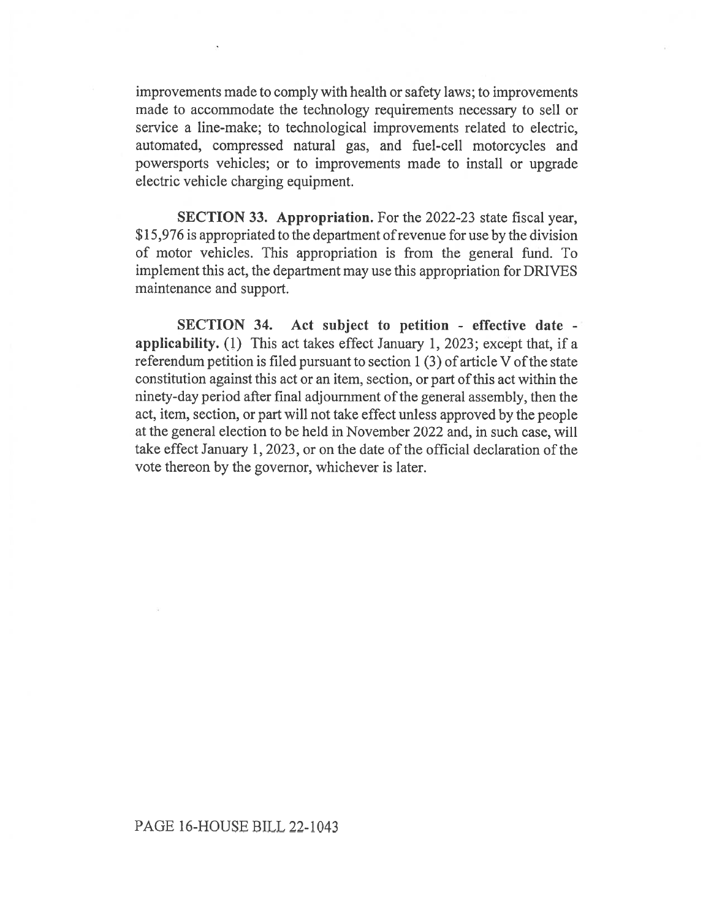improvements made to comply with health or safety laws; to improvements made to accommodate the technology requirements necessary to sell or service a line-make; to technological improvements related to electric, automated, compressed natural gas, and fuel-cell motorcycles and powersports vehicles; or to improvements made to install or upgrade electric vehicle charging equipment.

**SECTION 33. Appropriation.** For the 2022-23 state fiscal year, $15,976 is appropriated to the department of revenue for use by the division of motor vehicles. This appropriation is from the general fund. To implement this act, the department may use this appropriation for DRIVES maintenance and support.

**SECTION 34. Act subject to petition - effective date - applicability.** (1) This act takes effect January 1, 2023; except that, if a referendum petition is filed pursuant to section 1 (3) of article V of the state constitution against this act or an item, section, or part of this act within the ninety-day period after final adjournment of the general assembly, then the act, item, section, or part will not take effect unless approved by the people at the general election to be held in November 2022 and, in such case, will take effect January 1, 2023, or on the date of the official declaration of the vote thereon by the governor, whichever is later.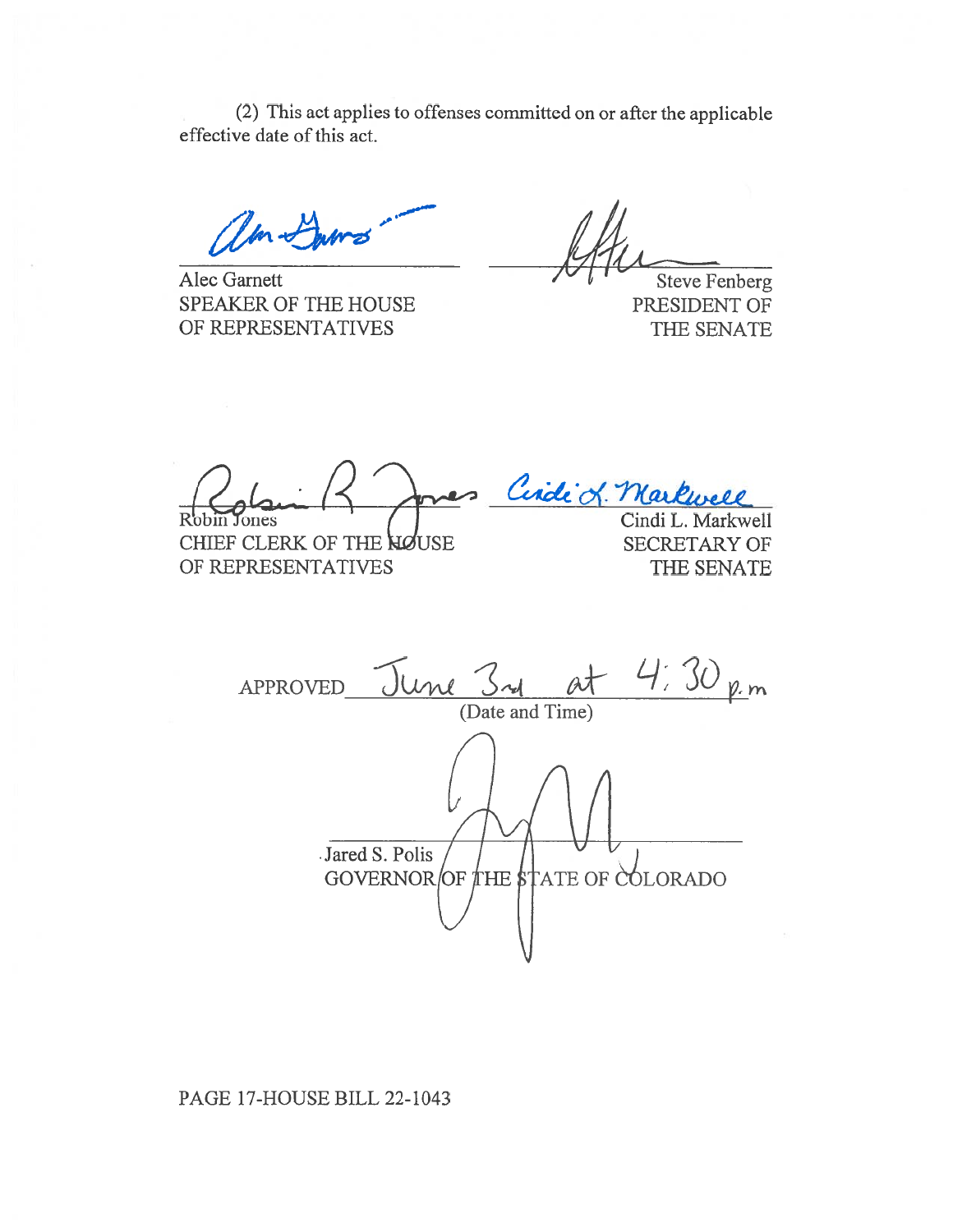(2) This act applies to offenses committed on or after the applicable effective date of this act.

Alec Garnett
SPEAKER OF THE HOUSE
OF REPRESENTATIVES

Steve Fenberg
PRESIDENT OF
THE SENATE

Robin Jones
CHIEF CLERK OF THE HOUSE
OF REPRESENTATIVES

Cindi L. Markwell
SECRETARY OF
THE SENATE

APPROVED June 3rd at 4:30 p.m
(Date and Time)

Jared S. Polis
GOVERNOR OF THE STATE OF COLORADO

PAGE 17-HOUSE BILL 22-1043